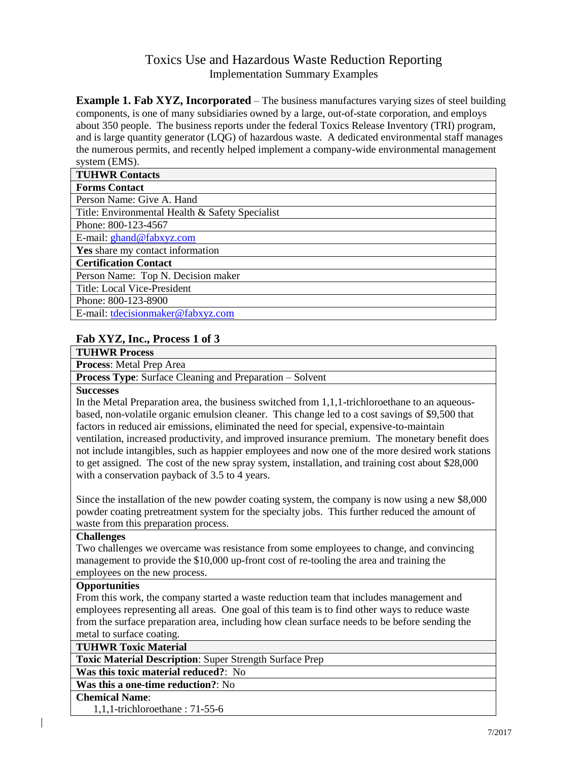# Toxics Use and Hazardous Waste Reduction Reporting

## Implementation Summary Examples

**Example 1. Fab XYZ, Incorporated** – The business manufactures varying sizes of steel building components, is one of many subsidiaries owned by a large, out-of-state corporation, and employs about 350 people. The business reports under the federal Toxics Release Inventory (TRI) program, and is large quantity generator (LQG) of hazardous waste. A dedicated environmental staff manages the numerous permits, and recently helped implement a company-wide environmental management system (EMS).

| **TUHWR Contacts** |
|---|
| **Forms Contact** |
| Person Name: Give A. Hand |
| Title: Environmental Health & Safety Specialist |
| Phone: 800-123-4567 |
| E-mail: ghand@fabxyz.com |
| **Yes** share my contact information |
| **Certification Contact** |
| Person Name: Top N. Decision maker |
| Title: Local Vice-President |
| Phone: 800-123-8900 |
| E-mail: tdecisionmaker@fabxyz.com |

### Fab XYZ, Inc., Process 1 of 3

| **TUHWR Process** |
|---|
| **Process**: Metal Prep Area |
| **Process Type**: Surface Cleaning and Preparation – Solvent |
| **Successes**<br>In the Metal Preparation area, the business switched from 1,1,1-trichloroethane to an aqueous-based, non-volatile organic emulsion cleaner. This change led to a cost savings of $9,500 that factors in reduced air emissions, eliminated the need for special, expensive-to-maintain ventilation, increased productivity, and improved insurance premium. The monetary benefit does not include intangibles, such as happier employees and now one of the more desired work stations to get assigned. The cost of the new spray system, installation, and training cost about $28,000 with a conservation payback of 3.5 to 4 years.<br><br>Since the installation of the new powder coating system, the company is now using a new $8,000 powder coating pretreatment system for the specialty jobs. This further reduced the amount of waste from this preparation process. |
| **Challenges**<br>Two challenges we overcame was resistance from some employees to change, and convincing management to provide the $10,000 up-front cost of re-tooling the area and training the employees on the new process. |
| **Opportunities**<br>From this work, the company started a waste reduction team that includes management and employees representing all areas. One goal of this team is to find other ways to reduce waste from the surface preparation area, including how clean surface needs to be before sending the metal to surface coating. |
| **TUHWR Toxic Material** |
| **Toxic Material Description**: Super Strength Surface Prep |
| **Was this toxic material reduced?**: No |
| **Was this a one-time reduction?**: No |
| **Chemical Name**:<br>1,1,1-trichloroethane : 71-55-6 |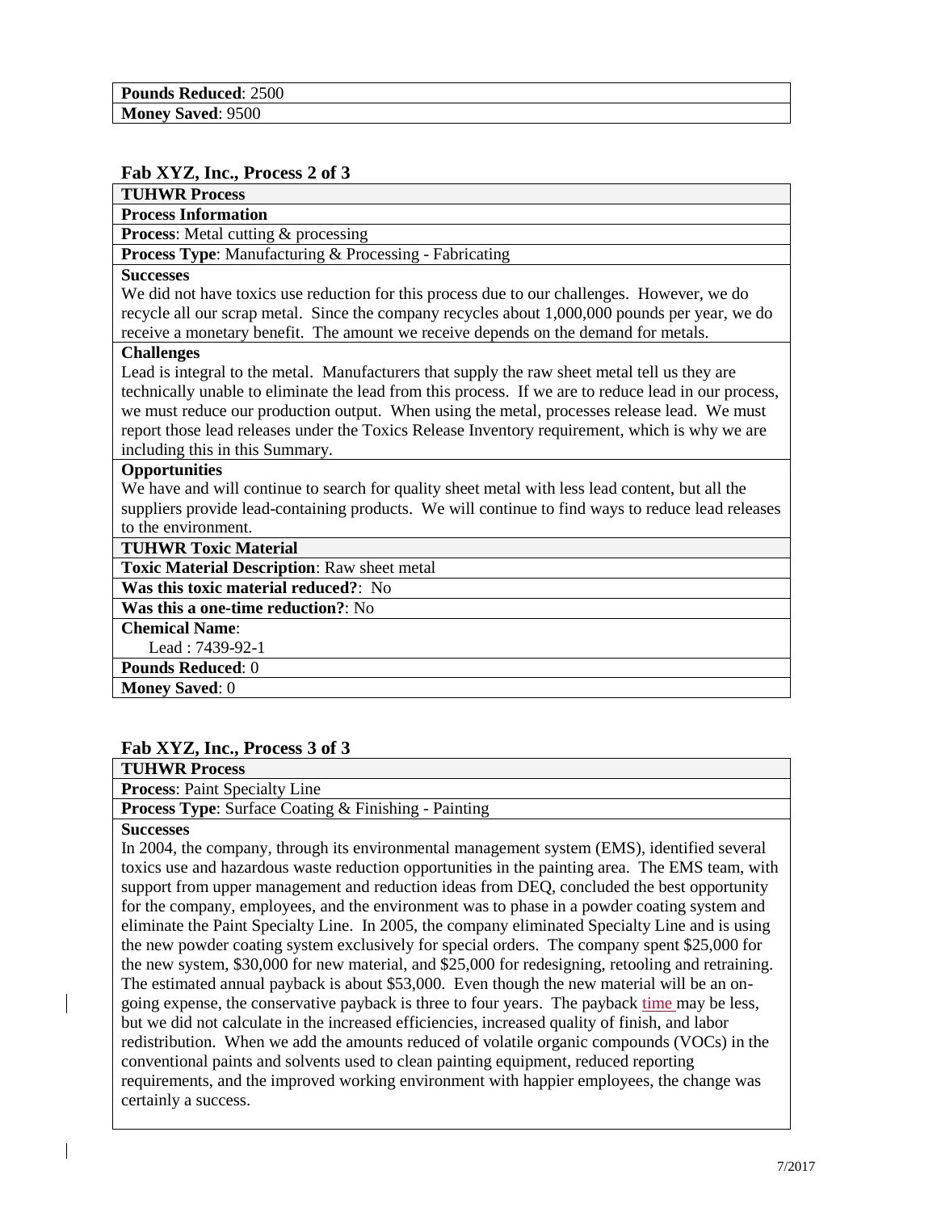| |
|---|
| **Pounds Reduced**: 2500 |
| **Money Saved**: 9500 |

## Fab XYZ, Inc., Process 2 of 3

| **TUHWR Process** |
|---|
| **Process Information** |
| **Process**: Metal cutting & processing |
| **Process Type**: Manufacturing & Processing - Fabricating |
| **Successes**<br>We did not have toxics use reduction for this process due to our challenges. However, we do recycle all our scrap metal. Since the company recycles about 1,000,000 pounds per year, we do receive a monetary benefit. The amount we receive depends on the demand for metals. |
| **Challenges**<br>Lead is integral to the metal. Manufacturers that supply the raw sheet metal tell us they are technically unable to eliminate the lead from this process. If we are to reduce lead in our process, we must reduce our production output. When using the metal, processes release lead. We must report those lead releases under the Toxics Release Inventory requirement, which is why we are including this in this Summary. |
| **Opportunities**<br>We have and will continue to search for quality sheet metal with less lead content, but all the suppliers provide lead-containing products. We will continue to find ways to reduce lead releases to the environment. |
| **TUHWR Toxic Material** |
| **Toxic Material Description**: Raw sheet metal |
| **Was this toxic material reduced?**: No |
| **Was this a one-time reduction?**: No |
| **Chemical Name**:<br>Lead : 7439-92-1 |
| **Pounds Reduced**: 0 |
| **Money Saved**: 0 |

## Fab XYZ, Inc., Process 3 of 3

| **TUHWR Process** |
|---|
| **Process**: Paint Specialty Line |
| **Process Type**: Surface Coating & Finishing - Painting |
| **Successes**<br>In 2004, the company, through its environmental management system (EMS), identified several toxics use and hazardous waste reduction opportunities in the painting area. The EMS team, with support from upper management and reduction ideas from DEQ, concluded the best opportunity for the company, employees, and the environment was to phase in a powder coating system and eliminate the Paint Specialty Line. In 2005, the company eliminated Specialty Line and is using the new powder coating system exclusively for special orders. The company spent $25,000 for the new system, $30,000 for new material, and $25,000 for redesigning, retooling and retraining. The estimated annual payback is about $53,000. Even though the new material will be an on-going expense, the conservative payback is three to four years. The payback time may be less, but we did not calculate in the increased efficiencies, increased quality of finish, and labor redistribution. When we add the amounts reduced of volatile organic compounds (VOCs) in the conventional paints and solvents used to clean painting equipment, reduced reporting requirements, and the improved working environment with happier employees, the change was certainly a success. |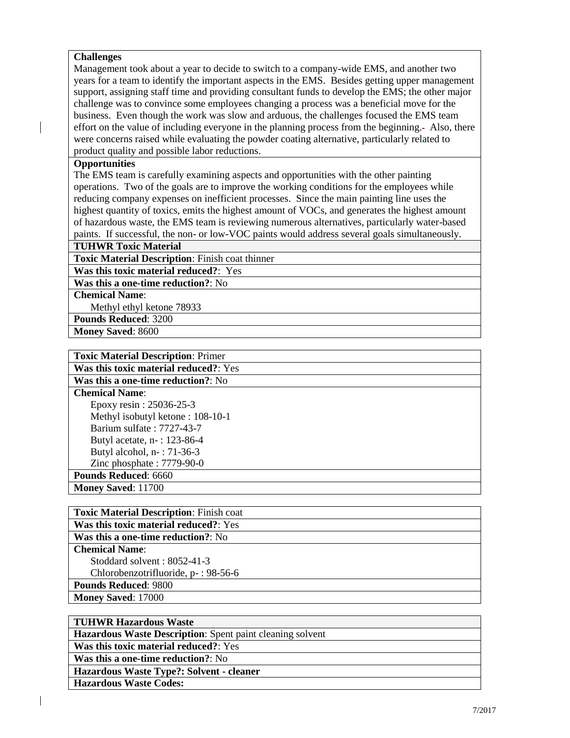**Challenges**

Management took about a year to decide to switch to a company-wide EMS, and another two years for a team to identify the important aspects in the EMS. Besides getting upper management support, assigning staff time and providing consultant funds to develop the EMS; the other major challenge was to convince some employees changing a process was a beneficial move for the business. Even though the work was slow and arduous, the challenges focused the EMS team effort on the value of including everyone in the planning process from the beginning. Also, there were concerns raised while evaluating the powder coating alternative, particularly related to product quality and possible labor reductions.

**Opportunities**

The EMS team is carefully examining aspects and opportunities with the other painting operations. Two of the goals are to improve the working conditions for the employees while reducing company expenses on inefficient processes. Since the main painting line uses the highest quantity of toxics, emits the highest amount of VOCs, and generates the highest amount of hazardous waste, the EMS team is reviewing numerous alternatives, particularly water-based paints. If successful, the non- or low-VOC paints would address several goals simultaneously.

**TUHWR Toxic Material**

**Toxic Material Description**: Finish coat thinner

**Was this toxic material reduced?**: Yes

**Was this a one-time reduction?**: No

**Chemical Name**:

- Methyl ethyl ketone 78933

**Pounds Reduced**: 3200

**Money Saved**: 8600

**Toxic Material Description**: Primer

**Was this toxic material reduced?**: Yes

**Was this a one-time reduction?**: No

**Chemical Name**:

- Epoxy resin : 25036-25-3
- Methyl isobutyl ketone : 108-10-1
- Barium sulfate : 7727-43-7
- Butyl acetate, n- : 123-86-4
- Butyl alcohol, n- : 71-36-3
- Zinc phosphate : 7779-90-0

**Pounds Reduced**: 6660

**Money Saved**: 11700

**Toxic Material Description**: Finish coat

**Was this toxic material reduced?**: Yes

**Was this a one-time reduction?**: No

**Chemical Name**:

- Stoddard solvent : 8052-41-3
- Chlorobenzotrifluoride, p- : 98-56-6

**Pounds Reduced**: 9800

**Money Saved**: 17000

**TUHWR Hazardous Waste**

**Hazardous Waste Description**: Spent paint cleaning solvent

**Was this toxic material reduced?**: Yes

**Was this a one-time reduction?**: No

**Hazardous Waste Type?: Solvent - cleaner**

**Hazardous Waste Codes:**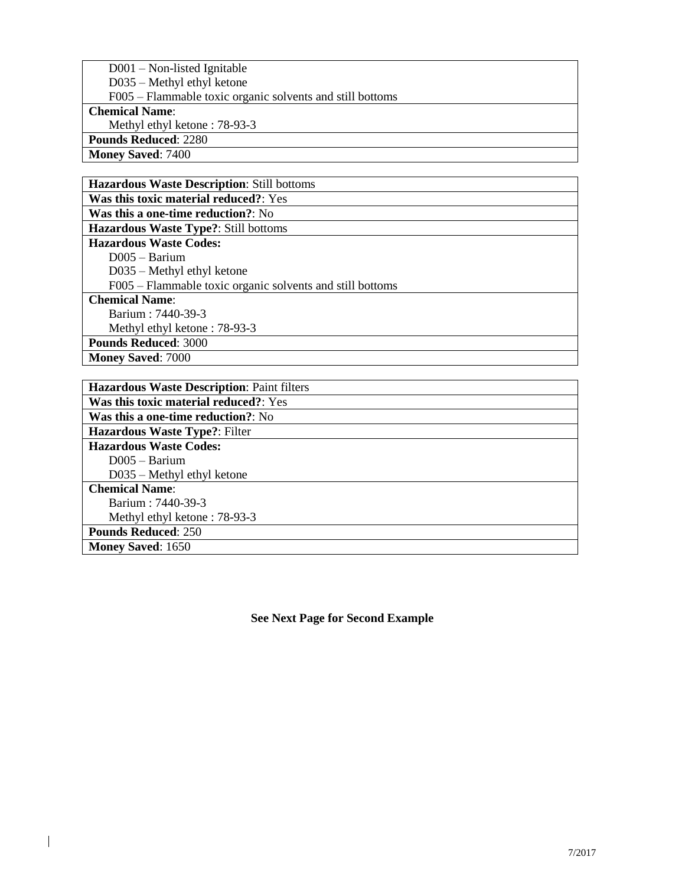| D001 – Non-listed Ignitable<br>D035 – Methyl ethyl ketone<br>F005 – Flammable toxic organic solvents and still bottoms |
|---|
| **Chemical Name**:<br>Methyl ethyl ketone : 78-93-3 |
| **Pounds Reduced**: 2280 |
| **Money Saved**: 7400 |

| **Hazardous Waste Description**: Still bottoms |
|---|
| **Was this toxic material reduced?**: Yes |
| **Was this a one-time reduction?**: No |
| **Hazardous Waste Type?**: Still bottoms |
| **Hazardous Waste Codes:**<br>D005 – Barium<br>D035 – Methyl ethyl ketone<br>F005 – Flammable toxic organic solvents and still bottoms |
| **Chemical Name**:<br>Barium : 7440-39-3<br>Methyl ethyl ketone : 78-93-3 |
| **Pounds Reduced**: 3000 |
| **Money Saved**: 7000 |

| **Hazardous Waste Description**: Paint filters |
|---|
| **Was this toxic material reduced?**: Yes |
| **Was this a one-time reduction?**: No |
| **Hazardous Waste Type?**: Filter |
| **Hazardous Waste Codes:**<br>D005 – Barium<br>D035 – Methyl ethyl ketone |
| **Chemical Name**:<br>Barium : 7440-39-3<br>Methyl ethyl ketone : 78-93-3 |
| **Pounds Reduced**: 250 |
| **Money Saved**: 1650 |

**See Next Page for Second Example**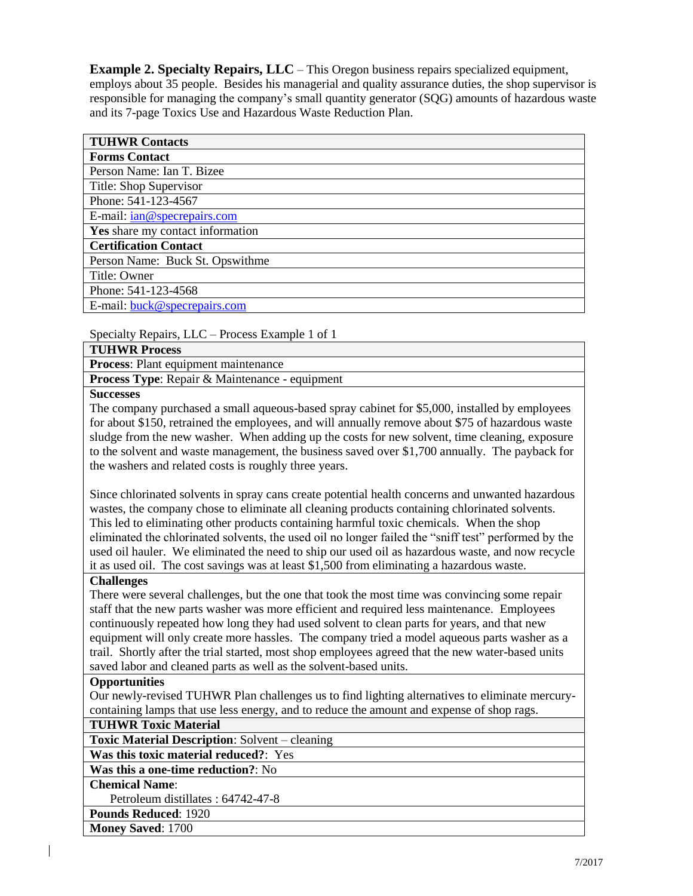**Example 2. Specialty Repairs, LLC** – This Oregon business repairs specialized equipment, employs about 35 people. Besides his managerial and quality assurance duties, the shop supervisor is responsible for managing the company's small quantity generator (SQG) amounts of hazardous waste and its 7-page Toxics Use and Hazardous Waste Reduction Plan.

| **TUHWR Contacts** |
|---|
| **Forms Contact** |
| Person Name: Ian T. Bizee |
| Title: Shop Supervisor |
| Phone: 541-123-4567 |
| E-mail: ian@specrepairs.com |
| **Yes** share my contact information |
| **Certification Contact** |
| Person Name: Buck St. Opswithme |
| Title: Owner |
| Phone: 541-123-4568 |
| E-mail: buck@specrepairs.com |

Specialty Repairs, LLC – Process Example 1 of 1

| **TUHWR Process** |
|---|
| **Process**: Plant equipment maintenance |
| **Process Type**: Repair & Maintenance - equipment |
| **Successes**<br>The company purchased a small aqueous-based spray cabinet for $5,000, installed by employees for about $150, retrained the employees, and will annually remove about $75 of hazardous waste sludge from the new washer. When adding up the costs for new solvent, time cleaning, exposure to the solvent and waste management, the business saved over $1,700 annually. The payback for the washers and related costs is roughly three years.<br><br>Since chlorinated solvents in spray cans create potential health concerns and unwanted hazardous wastes, the company chose to eliminate all cleaning products containing chlorinated solvents. This led to eliminating other products containing harmful toxic chemicals. When the shop eliminated the chlorinated solvents, the used oil no longer failed the "sniff test" performed by the used oil hauler. We eliminated the need to ship our used oil as hazardous waste, and now recycle it as used oil. The cost savings was at least $1,500 from eliminating a hazardous waste. |
| **Challenges**<br>There were several challenges, but the one that took the most time was convincing some repair staff that the new parts washer was more efficient and required less maintenance. Employees continuously repeated how long they had used solvent to clean parts for years, and that new equipment will only create more hassles. The company tried a model aqueous parts washer as a trail. Shortly after the trial started, most shop employees agreed that the new water-based units saved labor and cleaned parts as well as the solvent-based units. |
| **Opportunities**<br>Our newly-revised TUHWR Plan challenges us to find lighting alternatives to eliminate mercury-containing lamps that use less energy, and to reduce the amount and expense of shop rags. |
| **TUHWR Toxic Material** |
| **Toxic Material Description**: Solvent – cleaning |
| **Was this toxic material reduced?**: Yes |
| **Was this a one-time reduction?**: No |
| **Chemical Name**:<br>Petroleum distillates : 64742-47-8 |
| **Pounds Reduced**: 1920 |
| **Money Saved**: 1700 |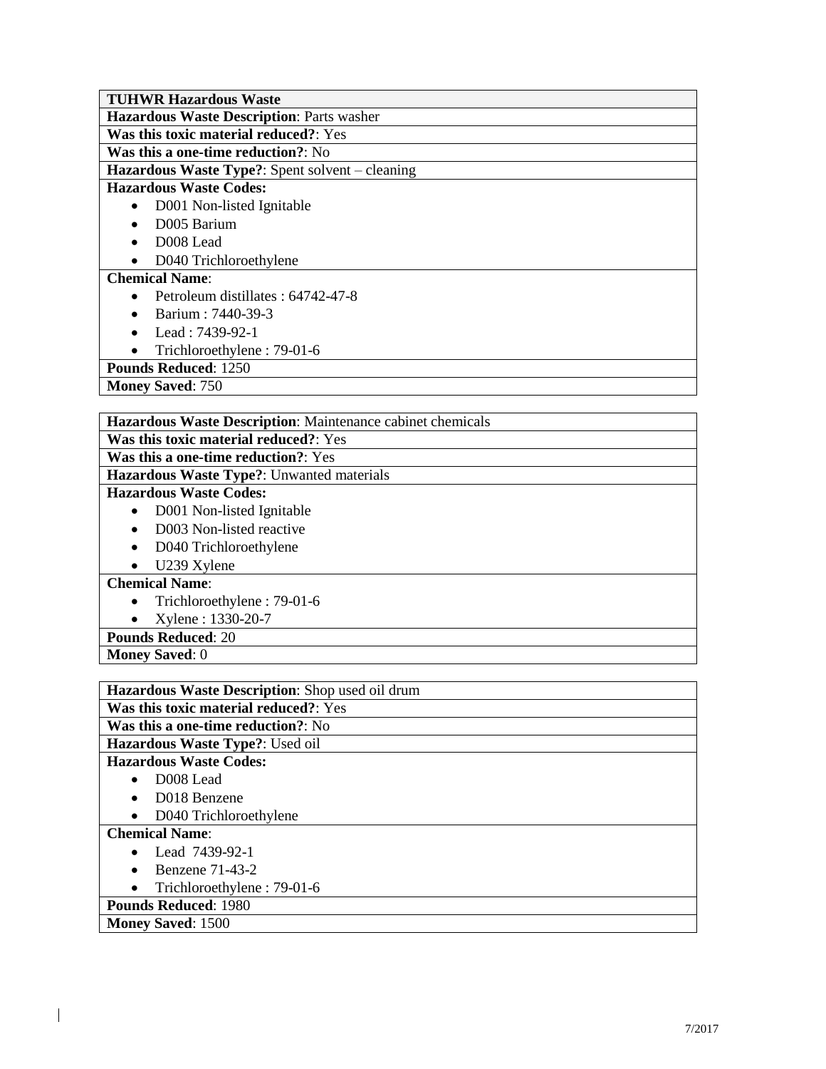**TUHWR Hazardous Waste**

**Hazardous Waste Description**: Parts washer

**Was this toxic material reduced?**: Yes

**Was this a one-time reduction?**: No

**Hazardous Waste Type?**: Spent solvent – cleaning

**Hazardous Waste Codes:**

- D001 Non-listed Ignitable
- D005 Barium
- D008 Lead
- D040 Trichloroethylene

**Chemical Name**:

- Petroleum distillates : 64742-47-8
- Barium : 7440-39-3
- Lead : 7439-92-1
- Trichloroethylene : 79-01-6

**Pounds Reduced**: 1250

**Money Saved**: 750

---

**Hazardous Waste Description**: Maintenance cabinet chemicals

**Was this toxic material reduced?**: Yes

**Was this a one-time reduction?**: Yes

**Hazardous Waste Type?**: Unwanted materials

**Hazardous Waste Codes:**

- D001 Non-listed Ignitable
- D003 Non-listed reactive
- D040 Trichloroethylene
- U239 Xylene

**Chemical Name**:

- Trichloroethylene : 79-01-6
- Xylene : 1330-20-7

**Pounds Reduced**: 20

**Money Saved**: 0

---

**Hazardous Waste Description**: Shop used oil drum

**Was this toxic material reduced?**: Yes

**Was this a one-time reduction?**: No

**Hazardous Waste Type?**: Used oil

**Hazardous Waste Codes:**

- D008 Lead
- D018 Benzene
- D040 Trichloroethylene

**Chemical Name**:

- Lead 7439-92-1
- Benzene 71-43-2
- Trichloroethylene : 79-01-6

**Pounds Reduced**: 1980

**Money Saved**: 1500